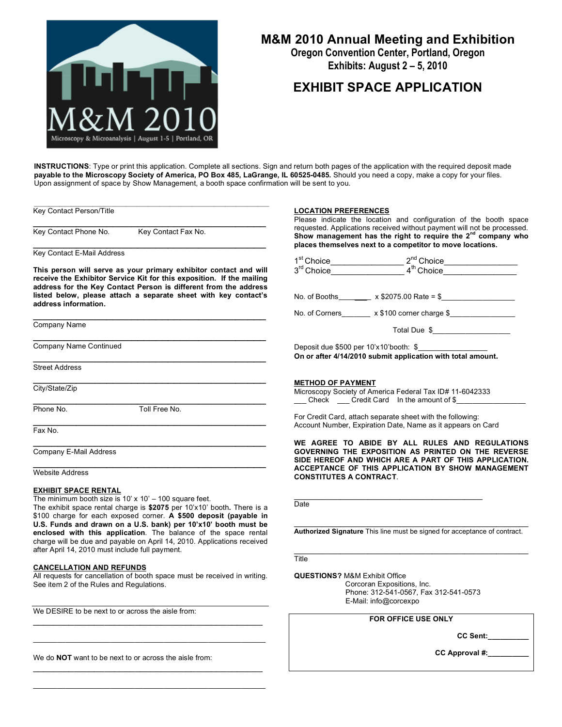# M&M 2010 Annual Meeting and Exhibition

**Oregon Convention Center, Portland, Oregon**
**Exhibits: August 2 – 5, 2010**

## EXHIBIT SPACE APPLICATION

**INSTRUCTIONS**: Type or print this application. Complete all sections. Sign and return both pages of the application with the required deposit made **payable to the Microscopy Society of America, PO Box 485, LaGrange, IL 60525-0485.** Should you need a copy, make a copy for your files. Upon assignment of space by Show Management, a booth space confirmation will be sent to you.

Key Contact Person/Title

Key Contact Phone No.    Key Contact Fax No.

Key Contact E-Mail Address

**This person will serve as your primary exhibitor contact and will receive the Exhibitor Service Kit for this exposition. If the mailing address for the Key Contact Person is different from the address listed below, please attach a separate sheet with key contact's address information.**

Company Name

Company Name Continued

Street Address

City/State/Zip

Phone No.    Toll Free No.

Fax No.

Company E-Mail Address

Website Address

**EXHIBIT SPACE RENTAL**

The minimum booth size is 10' x 10' – 100 square feet.
The exhibit space rental charge is **$2075** per 10'x10' booth**.** There is a $100 charge for each exposed corner. **A $500 deposit (payable in U.S. Funds and drawn on a U.S. bank) per 10'x10' booth must be enclosed with this application**. The balance of the space rental charge will be due and payable on April 14, 2010. Applications received after April 14, 2010 must include full payment.

**CANCELLATION AND REFUNDS**

All requests for cancellation of booth space must be received in writing. See item 2 of the Rules and Regulations.

We DESIRE to be next to or across the aisle from:

______________________________________________

______________________________________________

We do **NOT** want to be next to or across the aisle from:

______________________________________________

______________________________________________

**LOCATION PREFERENCES**

Please indicate the location and configuration of the booth space requested. Applications received without payment will not be processed. **Show management has the right to require the 2nd company who places themselves next to a competitor to move locations.**

1st Choice________________ 2nd Choice________________
3rd Choice________________ 4th Choice________________

No. of Booths_______ x $2075.00 Rate = $_________________

No. of Corners_______ x $100 corner charge $_______________

Total Due $__________________

Deposit due $500 per 10'x10'booth: $________________
**On or after 4/14/2010 submit application with total amount.**

**METHOD OF PAYMENT**

Microscopy Society of America Federal Tax ID# 11-6042333
___ Check ___ Credit Card In the amount of $________________

For Credit Card, attach separate sheet with the following:
Account Number, Expiration Date, Name as it appears on Card

**WE AGREE TO ABIDE BY ALL RULES AND REGULATIONS GOVERNING THE EXPOSITION AS PRINTED ON THE REVERSE SIDE HEREOF AND WHICH ARE A PART OF THIS APPLICATION. ACCEPTANCE OF THIS APPLICATION BY SHOW MANAGEMENT CONSTITUTES A CONTRACT**.

Date

**Authorized Signature** This line must be signed for acceptance of contract.

Title

**QUESTIONS?** M&M Exhibit Office
Corcoran Expositions, Inc.
Phone: 312-541-0567, Fax 312-541-0573
E-Mail: info@corcexpo

**FOR OFFICE USE ONLY**

**CC Sent:**__________

**CC Approval #:**__________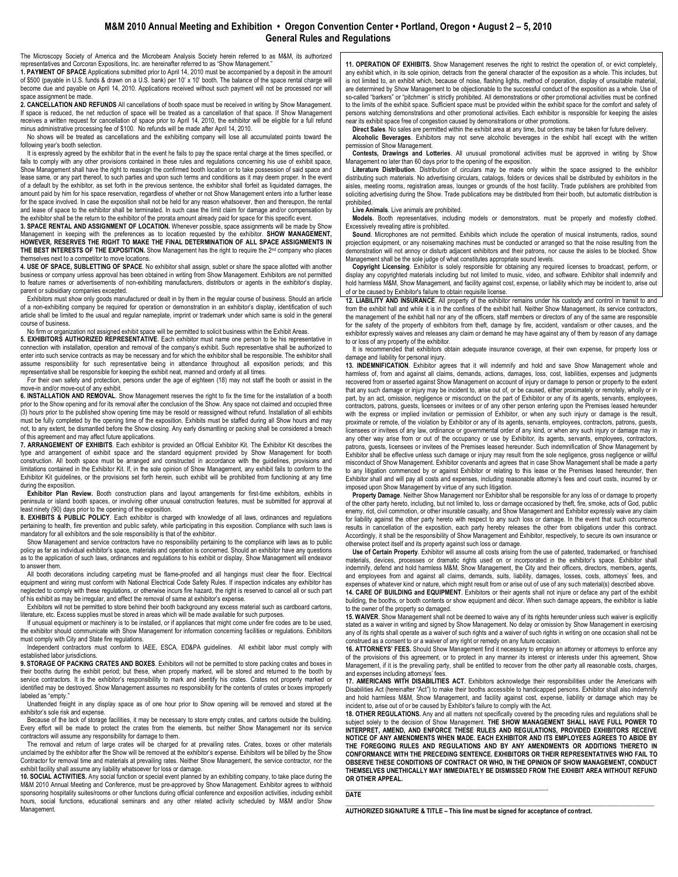# M&M 2010 Annual Meeting and Exhibition • Oregon Convention Center • Portland, Oregon • August 2 – 5, 2010
## General Rules and Regulations

The Microscopy Society of America and the Microbeam Analysis Society herein referred to as M&M, its authorized representatives and Corcoran Expositions, Inc. are hereinafter referred to as "Show Management."

**1. PAYMENT OF SPACE** Applications submitted prior to April 14, 2010 must be accompanied by a deposit in the amount of $500 (payable in U.S. funds & drawn on a U.S. bank) per 10' x 10' booth. The balance of the space rental charge will become due and payable on April 14, 2010. Applications received without such payment will not be processed nor will space assignment be made.

**2. CANCELLATION AND REFUNDS** All cancellations of booth space must be received in writing by Show Management. If space is reduced, the net reduction of space will be treated as a cancellation of that space. If Show Management receives a written request for cancellation of space prior to April 14, 2010, the exhibitor will be eligible for a full refund minus administrative processing fee of $100. No refunds will be made after April 14, 2010.

No shows will be treated as cancellations and the exhibiting company will lose all accumulated points toward the following year's booth selection.

It is expressly agreed by the exhibitor that in the event he fails to pay the space rental charge at the times specified, or fails to comply with any other provisions contained in these rules and regulations concerning his use of exhibit space, Show Management shall have the right to reassign the confirmed booth location or to take possession of said space and lease same, or any part thereof, to such parties and upon such terms and conditions as it may deem proper. In the event of a default by the exhibitor, as set forth in the previous sentence, the exhibitor shall forfeit as liquidated damages, the amount paid by him for his space reservation, regardless of whether or not Show Management enters into a further lease for the space involved. In case the exposition shall not be held for any reason whatsoever, then and thereupon, the rental and lease of space to the exhibitor shall be terminated. In such case the limit claim for damage and/or compensation by the exhibitor shall be the return to the exhibitor of the prorata amount already paid for space for this specific event.

**3. SPACE RENTAL AND ASSIGNMENT OF LOCATION.** Whenever possible, space assignments will be made by Show Management in keeping with the preferences as to location requested by the exhibitor. **SHOW MANAGEMENT, HOWEVER, RESERVES THE RIGHT TO MAKE THE FINAL DETERMINATION OF ALL SPACE ASSIGNMENTS IN THE BEST INTERESTS OF THE EXPOSITION.** Show Management has the right to require the 2nd company who places themselves next to a competitor to move locations.

**4. USE OF SPACE, SUBLETTING OF SPACE**. No exhibitor shall assign, sublet or share the space allotted with another business or company unless approval has been obtained in writing from Show Management. Exhibitors are not permitted to feature names or advertisements of non-exhibiting manufacturers, distributors or agents in the exhibitor's display, parent or subsidiary companies excepted.

Exhibitors must show only goods manufactured or dealt in by them in the regular course of business. Should an article of a non-exhibiting company be required for operation or demonstration in an exhibitor's display, identification of such article shall be limited to the usual and regular nameplate, imprint or trademark under which same is sold in the general course of business.

No firm or organization not assigned exhibit space will be permitted to solicit business within the Exhibit Areas.

**5. EXHIBITORS AUTHORIZED REPRESENTATIVE**. Each exhibitor must name one person to be his representative in connection with installation, operation and removal of the company's exhibit. Such representative shall be authorized to enter into such service contracts as may be necessary and for which the exhibitor shall be responsible. The exhibitor shall assume responsibility for such representative being in attendance throughout all exposition periods; and this representative shall be responsible for keeping the exhibit neat, manned and orderly at all times.

For their own safety and protection, persons under the age of eighteen (18) may not staff the booth or assist in the move-in and/or move-out of any exhibit.

**6. INSTALLATION AND REMOVAL**. Show Management reserves the right to fix the time for the installation of a booth prior to the Show opening and for its removal after the conclusion of the Show. Any space not claimed and occupied three (3) hours prior to the published show opening time may be resold or reassigned without refund. Installation of all exhibits must be fully completed by the opening time of the exposition. Exhibits must be staffed during all Show hours and may not, to any extent, be dismantled before the Show closing. Any early dismantling or packing shall be considered a breach of this agreement and may affect future applications.

**7. ARRANGEMENT OF EXHIBITS**. Each exhibitor is provided an Official Exhibitor Kit. The Exhibitor Kit describes the type and arrangement of exhibit space and the standard equipment provided by Show Management for booth construction. All booth space must be arranged and constructed in accordance with the guidelines, provisions and limitations contained in the Exhibitor Kit. If, in the sole opinion of Show Management, any exhibit fails to conform to the Exhibitor Kit guidelines, or the provisions set forth herein, such exhibit will be prohibited from functioning at any time during the exposition.

**Exhibitor Plan Review.** Both construction plans and layout arrangements for first-time exhibitors, exhibits in peninsula or island booth spaces, or involving other unusual construction features, must be submitted for approval at least ninety (90) days prior to the opening of the exposition.

**8. EXHIBITS & PUBLIC POLICY**. Each exhibitor is charged with knowledge of all laws, ordinances and regulations pertaining to health, fire prevention and public safety, while participating in this exposition. Compliance with such laws is mandatory for all exhibitors and the sole responsibility is that of the exhibitor.

Show Management and service contractors have no responsibility pertaining to the compliance with laws as to public policy as far as individual exhibitor's space, materials and operation is concerned. Should an exhibitor have any questions as to the application of such laws, ordinances and regulations to his exhibit or display, Show Management will endeavor to answer them.

All booth decorations including carpeting must be flame-proofed and all hangings must clear the floor. Electrical equipment and wiring must conform with National Electrical Code Safety Rules. If inspection indicates any exhibitor has neglected to comply with these regulations, or otherwise incurs fire hazard, the right is reserved to cancel all or such part of his exhibit as may be irregular, and effect the removal of same at exhibitor's expense.

Exhibitors will not be permitted to store behind their booth background any excess material such as cardboard cartons, literature, etc. Excess supplies must be stored in areas which will be made available for such purposes.

If unusual equipment or machinery is to be installed, or if appliances that might come under fire codes are to be used, the exhibitor should communicate with Show Management for information concerning facilities or regulations. Exhibitors must comply with City and State fire regulations.

Independent contractors must conform to IAEE, ESCA, ED&PA guidelines. All exhibit labor must comply with established labor jurisdictions.

**9. STORAGE OF PACKING CRATES AND BOXES**. Exhibitors will not be permitted to store packing crates and boxes in their booths during the exhibit period; but these, when properly marked, will be stored and returned to the booth by service contractors. It is the exhibitor's responsibility to mark and identify his crates. Crates not properly marked or identified may be destroyed. Show Management assumes no responsibility for the contents of crates or boxes improperly labeled as "empty."

Unattended freight in any display space as of one hour prior to Show opening will be removed and stored at the exhibitor's sole risk and expense.

Because of the lack of storage facilities, it may be necessary to store empty crates, and cartons outside the building. Every effort will be made to protect the crates from the elements, but neither Show Management nor its service contractors will assume any responsibility for damage to them.

The removal and return of large crates will be charged for at prevailing rates. Crates, boxes or other materials unclaimed by the exhibitor after the Show will be removed at the exhibitor's expense. Exhibitors will be billed by the Show Contractor for removal time and materials at prevailing rates. Neither Show Management, the service contractor, nor the exhibit facility shall assume any liability whatsoever for loss or damage.

**10. SOCIAL ACTIVITIES.** Any social function or special event planned by an exhibiting company, to take place during the M&M 2010 Annual Meeting and Conference, must be pre-approved by Show Management. Exhibitor agrees to withhold sponsoring hospitality suites/rooms or other functions during official conference and exposition activities, including exhibit hours, social functions, educational seminars and any other related activity scheduled by M&M and/or Show Management.

**11. OPERATION OF EXHIBITS.** Show Management reserves the right to restrict the operation of, or evict completely, any exhibit which, in its sole opinion, detracts from the general character of the exposition as a whole. This includes, but is not limited to, an exhibit which, because of noise, flashing lights, method of operation, display of unsuitable material, are determined by Show Management to be objectionable to the successful conduct of the exposition as a whole. Use of so-called "barkers" or "pitchmen" is strictly prohibited. All demonstrations or other promotional activities must be confined to the limits of the exhibit space. Sufficient space must be provided within the exhibit space for the comfort and safety of persons watching demonstrations and other promotional activities. Each exhibitor is responsible for keeping the aisles near its exhibit space free of congestion caused by demonstrations or other promotions.

**Direct Sales**. No sales are permitted within the exhibit area at any time, but orders may be taken for future delivery.

**Alcoholic Beverages**. Exhibitors may not serve alcoholic beverages in the exhibit hall except with the written permission of Show Management.

**Contests, Drawings and Lotteries**. All unusual promotional activities must be approved in writing by Show Management no later than 60 days prior to the opening of the exposition.

**Literature Distribution**. Distribution of circulars may be made only within the space assigned to the exhibitor distributing such materials. No advertising circulars, catalogs, folders or devices shall be distributed by exhibitors in the aisles, meeting rooms, registration areas, lounges or grounds of the host facility. Trade publishers are prohibited from soliciting advertising during the Show. Trade publications may be distributed from their booth, but automatic distribution is prohibited.

**Live Animals**. Live animals are prohibited.

**Models.** Booth representatives, including models or demonstrators, must be properly and modestly clothed. Excessively revealing attire is prohibited.

**Sound**. Microphones are not permitted. Exhibits which include the operation of musical instruments, radios, sound projection equipment, or any noisemaking machines must be conducted or arranged so that the noise resulting from the demonstration will not annoy or disturb adjacent exhibitors and their patrons, nor cause the aisles to be blocked. Show Management shall be the sole judge of what constitutes appropriate sound levels.

**Copyright Licensing**. Exhibitor is solely responsible for obtaining any required licenses to broadcast, perform, or display any copyrighted materials including but not limited to music, video, and software. Exhibitor shall indemnify and hold harmless M&M, Show Management, and facility against cost, expense, or liability which may be incident to, arise out of or be caused by Exhibitor's failure to obtain requisite license.

**12. LIABILITY AND INSURANCE**. All property of the exhibitor remains under his custody and control in transit to and from the exhibit hall and while it is in the confines of the exhibit hall. Neither Show Management, its service contractors, the management of the exhibit hall nor any of the officers, staff members or directors of any of the same are responsible for the safety of the property of exhibitors from theft, damage by fire, accident, vandalism or other causes, and the exhibitor expressly waives and releases any claim or demand he may have against any of them by reason of any damage to or loss of any property of the exhibitor.

It is recommended that exhibitors obtain adequate insurance coverage, at their own expense, for property loss or damage and liability for personal injury.

**13. INDEMNIFICATION**. Exhibitor agrees that it will indemnify and hold and save Show Management whole and harmless of, from and against all claims, demands, actions, damages, loss, cost, liabilities, expenses and judgments recovered from or asserted against Show Management on account of injury or damage to person or property to the extent that any such damage or injury may be incident to, arise out of, or be caused, either proximately or remotely, wholly or in part, by an act, omission, negligence or misconduct on the part of Exhibitor or any of its agents, servants, employees, contractors, patrons, guests, licensees or invitees or of any other person entering upon the Premises leased hereunder with the express or implied invitation or permission of Exhibitor, or when any such injury or damage is the result, proximate or remote, of the violation by Exhibitor or any of its agents, servants, employees, contractors, patrons, guests, licensees or invitees of any law, ordinance or governmental order of any kind, or when any such injury or damage may in any other way arise from or out of the occupancy or use by Exhibitor, its agents, servants, employees, contractors, patrons, guests, licensees or invitees of the Premises leased hereunder. Such indemnification of Show Management by Exhibitor shall be effective unless such damage or injury may result from the sole negligence, gross negligence or willful misconduct of Show Management. Exhibitor covenants and agrees that in case Show Management shall be made a party to any litigation commenced by or against Exhibitor or relating to this lease or the Premises leased hereunder, then Exhibitor shall and will pay all costs and expenses, including reasonable attorney's fees and court costs, incurred by or imposed upon Show Management by virtue of any such litigation.

**Property Damage**. Neither Show Management nor Exhibitor shall be responsible for any loss of or damage to property of the other party hereto, including, but not limited to, loss or damage occasioned by theft, fire, smoke, acts of God, public enemy, riot, civil commotion, or other insurable casualty, and Show Management and Exhibitor expressly waive any claim for liability against the other party hereto with respect to any such loss or damage. In the event that such occurrence results in cancellation of the exposition, each party hereby releases the other from obligations under this contract. Accordingly, it shall be the responsibility of Show Management and Exhibitor, respectively, to secure its own insurance or otherwise protect itself and its property against such loss or damage.

**Use of Certain Property**. Exhibitor will assume all costs arising from the use of patented, trademarked, or franchised materials, devices, processes or dramatic rights used on or incorporated in the exhibitor's space. Exhibitor shall indemnify, defend and hold harmless M&M, Show Management, the City and their officers, directors, members, agents, and employees from and against all claims, demands, suits, liability, damages, losses, costs, attorneys' fees, and expenses of whatever kind or nature, which might result from or arise out of use of any such material(s) described above.

**14. CARE OF BUILDING and EQUIPMENT**. Exhibitors or their agents shall not injure or deface any part of the exhibit building, the booths, or booth contents or show equipment and décor. When such damage appears, the exhibitor is liable to the owner of the property so damaged.

**15. WAIVER**. Show Management shall not be deemed to waive any of its rights hereunder unless such waiver is explicitly stated as a waiver in writing and signed by Show Management. No delay or omission by Show Management in exercising any of its rights shall operate as a waiver of such rights and a waiver of such rights in writing on one occasion shall not be construed as a consent to or a waiver of any right or remedy on any future occasion.

**16. ATTORNEYS' FEES.** Should Show Management find it necessary to employ an attorney or attorneys to enforce any of the provisions of this agreement, or to protect in any manner its interest or interests under this agreement, Show Management, if it is the prevailing party, shall be entitled to recover from the other party all reasonable costs, charges, and expenses including attorneys' fees.

**17. AMERICANS WITH DISABILITIES ACT**. Exhibitors acknowledge their responsibilities under the Americans with Disabilities Act (hereinafter "Act") to make their booths accessible to handicapped persons. Exhibitor shall also indemnify and hold harmless M&M, Show Management, and facility against cost, expense, liability or damage which may be incident to, arise out of or be caused by Exhibitor's failure to comply with the Act.

**18. OTHER REGULATIONS.** Any and all matters not specifically covered by the preceding rules and regulations shall be subject solely to the decision of Show Management. **THE SHOW MANAGEMENT SHALL HAVE FULL POWER TO INTERPRET, AMEND, AND ENFORCE THESE RULES AND REGULATIONS, PROVIDED EXHIBITORS RECEIVE NOTICE OF ANY AMENDMENTS WHEN MADE. EACH EXHIBITOR AND ITS EMPLOYEES AGREES TO ABIDE BY THE FOREGOING RULES AND REGULATIONS AND BY ANY AMENDMENTS OR ADDITIONS THERETO IN CONFORMANCE WITH THE PRECEDING SENTENCE. EXHIBITORS OR THEIR REPRESENTATIVES WHO FAIL TO OBSERVE THESE CONDITIONS OF CONTRACT OR WHO, IN THE OPINION OF SHOW MANAGEMENT, CONDUCT THEMSELVES UNETHICALLY MAY IMMEDIATELY BE DISMISSED FROM THE EXHIBIT AREA WITHOUT REFUND OR OTHER APPEAL.**

\_\_\_\_\_\_\_\_\_\_\_\_\_\_\_\_\_\_\_\_\_\_\_\_\_\_\_\_\_\_\_\_\_\_\_\_\_\_\_\_
**DATE**

\_\_\_\_\_\_\_\_\_\_\_\_\_\_\_\_\_\_\_\_\_\_\_\_\_\_\_\_\_\_\_\_\_\_\_\_\_\_\_\_\_\_\_\_\_\_\_\_\_\_\_\_\_\_\_\_
**AUTHORIZED SIGNATURE & TITLE – This line must be signed for acceptance of contract.**